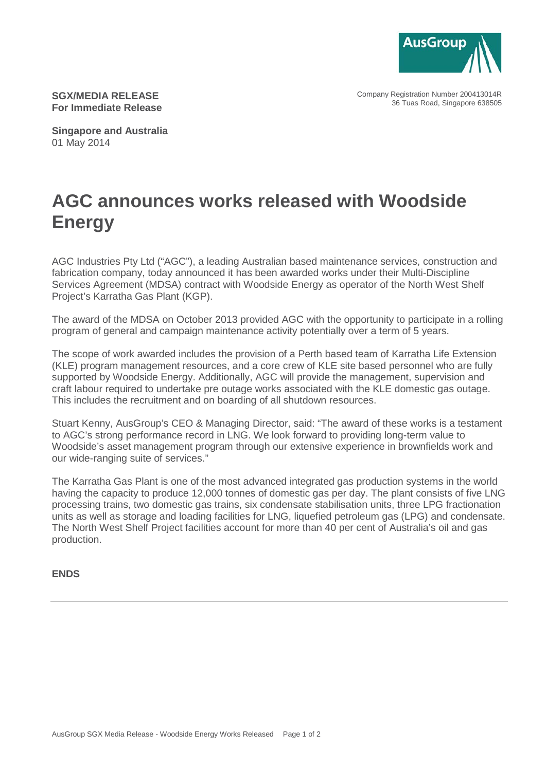**SGX/MEDIA RELEASE**
**For Immediate Release**

Company Registration Number 200413014R
36 Tuas Road, Singapore 638505

**Singapore and Australia**
01 May 2014

# AGC announces works released with Woodside Energy

AGC Industries Pty Ltd ("AGC"), a leading Australian based maintenance services, construction and fabrication company, today announced it has been awarded works under their Multi-Discipline Services Agreement (MDSA) contract with Woodside Energy as operator of the North West Shelf Project's Karratha Gas Plant (KGP).

The award of the MDSA on October 2013 provided AGC with the opportunity to participate in a rolling program of general and campaign maintenance activity potentially over a term of 5 years.

The scope of work awarded includes the provision of a Perth based team of Karratha Life Extension (KLE) program management resources, and a core crew of KLE site based personnel who are fully supported by Woodside Energy. Additionally, AGC will provide the management, supervision and craft labour required to undertake pre outage works associated with the KLE domestic gas outage. This includes the recruitment and on boarding of all shutdown resources.

Stuart Kenny, AusGroup's CEO & Managing Director, said: "The award of these works is a testament to AGC's strong performance record in LNG. We look forward to providing long-term value to Woodside's asset management program through our extensive experience in brownfields work and our wide-ranging suite of services."

The Karratha Gas Plant is one of the most advanced integrated gas production systems in the world having the capacity to produce 12,000 tonnes of domestic gas per day. The plant consists of five LNG processing trains, two domestic gas trains, six condensate stabilisation units, three LPG fractionation units as well as storage and loading facilities for LNG, liquefied petroleum gas (LPG) and condensate. The North West Shelf Project facilities account for more than 40 per cent of Australia's oil and gas production.

**ENDS**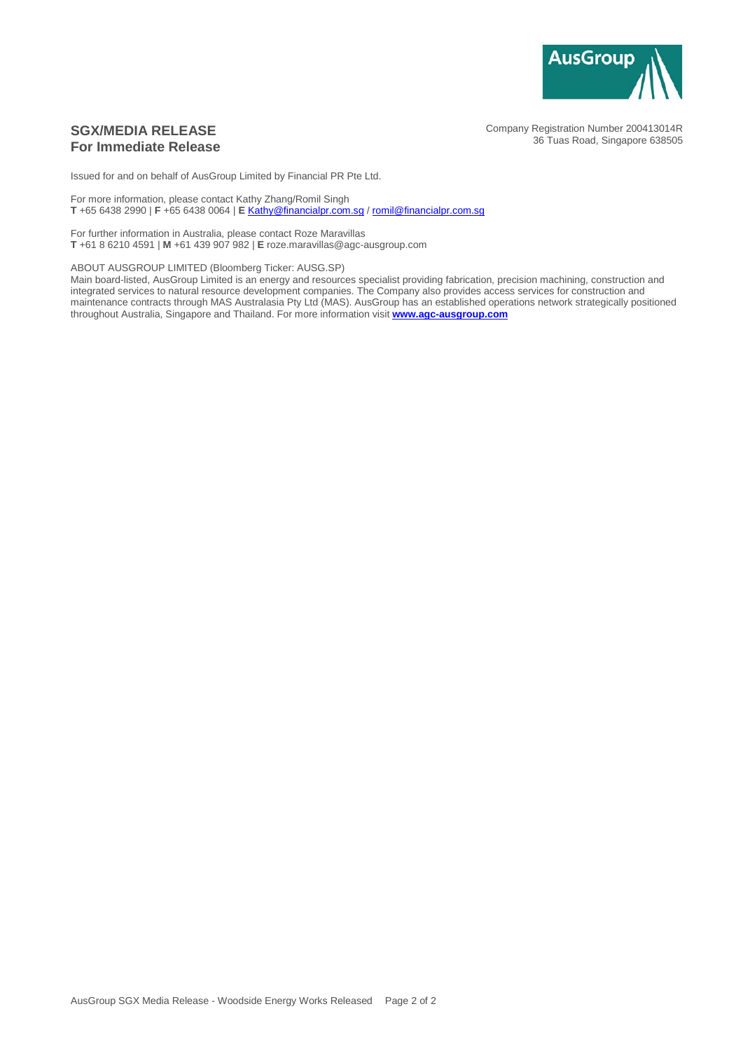## SGX/MEDIA RELEASE
## For Immediate Release

Company Registration Number 200413014R
36 Tuas Road, Singapore 638505

Issued for and on behalf of AusGroup Limited by Financial PR Pte Ltd.

For more information, please contact Kathy Zhang/Romil Singh
**T** +65 6438 2990 | **F** +65 6438 0064 | **E** Kathy@financialpr.com.sg / romil@financialpr.com.sg

For further information in Australia, please contact Roze Maravillas
**T** +61 8 6210 4591 | **M** +61 439 907 982 | **E** roze.maravillas@agc-ausgroup.com

ABOUT AUSGROUP LIMITED (Bloomberg Ticker: AUSG.SP)
Main board-listed, AusGroup Limited is an energy and resources specialist providing fabrication, precision machining, construction and integrated services to natural resource development companies. The Company also provides access services for construction and maintenance contracts through MAS Australasia Pty Ltd (MAS). AusGroup has an established operations network strategically positioned throughout Australia, Singapore and Thailand. For more information visit **www.agc-ausgroup.com**